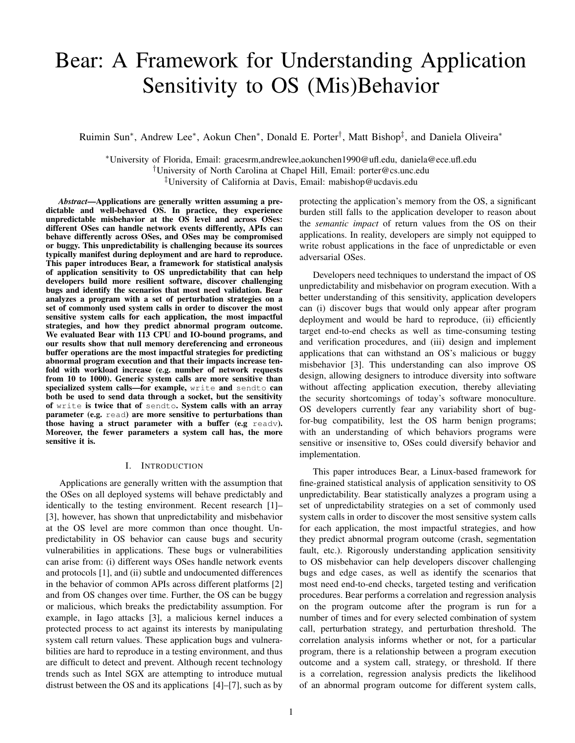# Bear: A Framework for Understanding Application Sensitivity to OS (Mis)Behavior

Ruimin Sun*, Andrew Lee*, Aokun Chen*, Donald E. Porter†, Matt Bishop‡, and Daniela Oliveira*

*University of Florida, Email: gracesrm,andrewlee,aokunchen1990@ufl.edu, daniela@ece.ufl.edu
†University of North Carolina at Chapel Hill, Email: porter@cs.unc.edu
‡University of California at Davis, Email: mabishop@ucdavis.edu

***Abstract*—Applications are generally written assuming a predictable and well-behaved OS. In practice, they experience unpredictable misbehavior at the OS level and across OSes: different OSes can handle network events differently, APIs can behave differently across OSes, and OSes may be compromised or buggy. This unpredictability is challenging because its sources typically manifest during deployment and are hard to reproduce. This paper introduces Bear, a framework for statistical analysis of application sensitivity to OS unpredictability that can help developers build more resilient software, discover challenging bugs and identify the scenarios that most need validation. Bear analyzes a program with a set of perturbation strategies on a set of commonly used system calls in order to discover the most sensitive system calls for each application, the most impactful strategies, and how they predict abnormal program outcome. We evaluated Bear with 113 CPU and IO-bound programs, and our results show that null memory dereferencing and erroneous buffer operations are the most impactful strategies for predicting abnormal program execution and that their impacts increase tenfold with workload increase (e.g. number of network requests from 10 to 1000). Generic system calls are more sensitive than specialized system calls—for example, `write` and `sendto` can both be used to send data through a socket, but the sensitivity of `write` is twice that of `sendto`. System calls with an array parameter (e.g. `read`) are more sensitive to perturbations than those having a struct parameter with a buffer (e.g `readv`). Moreover, the fewer parameters a system call has, the more sensitive it is.**

## I. Introduction

Applications are generally written with the assumption that the OSes on all deployed systems will behave predictably and identically to the testing environment. Recent research [1]–[3], however, has shown that unpredictability and misbehavior at the OS level are more common than once thought. Unpredictability in OS behavior can cause bugs and security vulnerabilities in applications. These bugs or vulnerabilities can arise from: (i) different ways OSes handle network events and protocols [1], and (ii) subtle and undocumented differences in the behavior of common APIs across different platforms [2] and from OS changes over time. Further, the OS can be buggy or malicious, which breaks the predictability assumption. For example, in Iago attacks [3], a malicious kernel induces a protected process to act against its interests by manipulating system call return values. These application bugs and vulnerabilities are hard to reproduce in a testing environment, and thus are difficult to detect and prevent. Although recent technology trends such as Intel SGX are attempting to introduce mutual distrust between the OS and its applications [4]–[7], such as by protecting the application's memory from the OS, a significant burden still falls to the application developer to reason about the *semantic impact* of return values from the OS on their applications. In reality, developers are simply not equipped to write robust applications in the face of unpredictable or even adversarial OSes.

Developers need techniques to understand the impact of OS unpredictability and misbehavior on program execution. With a better understanding of this sensitivity, application developers can (i) discover bugs that would only appear after program deployment and would be hard to reproduce, (ii) efficiently target end-to-end checks as well as time-consuming testing and verification procedures, and (iii) design and implement applications that can withstand an OS's malicious or buggy misbehavior [3]. This understanding can also improve OS design, allowing designers to introduce diversity into software without affecting application execution, thereby alleviating the security shortcomings of today's software monoculture. OS developers currently fear any variability short of bug-for-bug compatibility, lest the OS harm benign programs; with an understanding of which behaviors programs were sensitive or insensitive to, OSes could diversify behavior and implementation.

This paper introduces Bear, a Linux-based framework for fine-grained statistical analysis of application sensitivity to OS unpredictability. Bear statistically analyzes a program using a set of unpredictability strategies on a set of commonly used system calls in order to discover the most sensitive system calls for each application, the most impactful strategies, and how they predict abnormal program outcome (crash, segmentation fault, etc.). Rigorously understanding application sensitivity to OS misbehavior can help developers discover challenging bugs and edge cases, as well as identify the scenarios that most need end-to-end checks, targeted testing and verification procedures. Bear performs a correlation and regression analysis on the program outcome after the program is run for a number of times and for every selected combination of system call, perturbation strategy, and perturbation threshold. The correlation analysis informs whether or not, for a particular program, there is a relationship between a program execution outcome and a system call, strategy, or threshold. If there is a correlation, regression analysis predicts the likelihood of an abnormal program outcome for different system calls,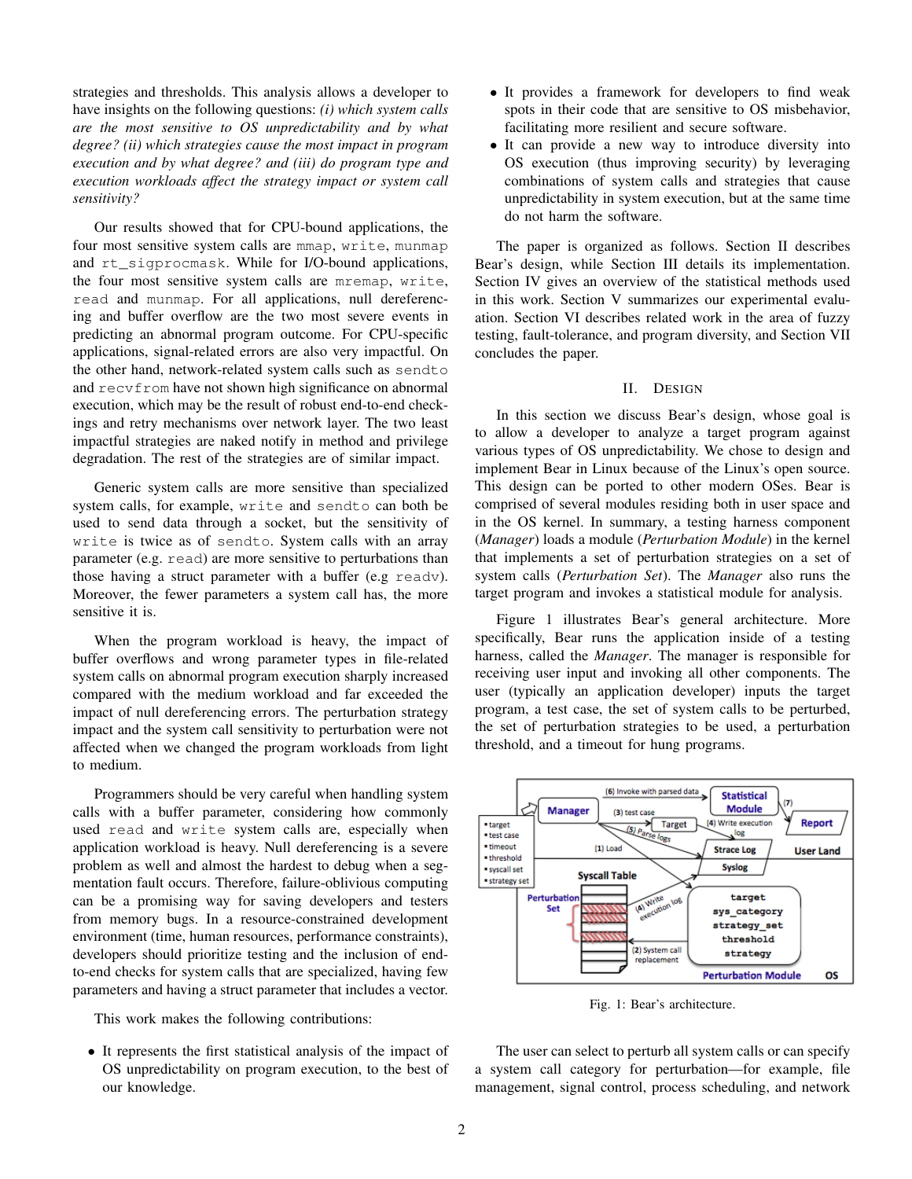strategies and thresholds. This analysis allows a developer to have insights on the following questions: *(i) which system calls are the most sensitive to OS unpredictability and by what degree? (ii) which strategies cause the most impact in program execution and by what degree? and (iii) do program type and execution workloads affect the strategy impact or system call sensitivity?*

Our results showed that for CPU-bound applications, the four most sensitive system calls are `mmap`, `write`, `munmap` and `rt_sigprocmask`. While for I/O-bound applications, the four most sensitive system calls are `mremap`, `write`, `read` and `munmap`. For all applications, null dereferencing and buffer overflow are the two most severe events in predicting an abnormal program outcome. For CPU-specific applications, signal-related errors are also very impactful. On the other hand, network-related system calls such as `sendto` and `recvfrom` have not shown high significance on abnormal execution, which may be the result of robust end-to-end checkings and retry mechanisms over network layer. The two least impactful strategies are naked notify in method and privilege degradation. The rest of the strategies are of similar impact.

Generic system calls are more sensitive than specialized system calls, for example, `write` and `sendto` can both be used to send data through a socket, but the sensitivity of `write` is twice as of `sendto`. System calls with an array parameter (e.g. `read`) are more sensitive to perturbations than those having a struct parameter with a buffer (e.g `readv`). Moreover, the fewer parameters a system call has, the more sensitive it is.

When the program workload is heavy, the impact of buffer overflows and wrong parameter types in file-related system calls on abnormal program execution sharply increased compared with the medium workload and far exceeded the impact of null dereferencing errors. The perturbation strategy impact and the system call sensitivity to perturbation were not affected when we changed the program workloads from light to medium.

Programmers should be very careful when handling system calls with a buffer parameter, considering how commonly used `read` and `write` system calls are, especially when application workload is heavy. Null dereferencing is a severe problem as well and almost the hardest to debug when a segmentation fault occurs. Therefore, failure-oblivious computing can be a promising way for saving developers and testers from memory bugs. In a resource-constrained development environment (time, human resources, performance constraints), developers should prioritize testing and the inclusion of end-to-end checks for system calls that are specialized, have few parameters and having a struct parameter that includes a vector.

This work makes the following contributions:

- It represents the first statistical analysis of the impact of OS unpredictability on program execution, to the best of our knowledge.
- It provides a framework for developers to find weak spots in their code that are sensitive to OS misbehavior, facilitating more resilient and secure software.
- It can provide a new way to introduce diversity into OS execution (thus improving security) by leveraging combinations of system calls and strategies that cause unpredictability in system execution, but at the same time do not harm the software.

The paper is organized as follows. Section II describes Bear's design, while Section III details its implementation. Section IV gives an overview of the statistical methods used in this work. Section V summarizes our experimental evaluation. Section VI describes related work in the area of fuzzy testing, fault-tolerance, and program diversity, and Section VII concludes the paper.

## II. Design

In this section we discuss Bear's design, whose goal is to allow a developer to analyze a target program against various types of OS unpredictability. We chose to design and implement Bear in Linux because of the Linux's open source. This design can be ported to other modern OSes. Bear is comprised of several modules residing both in user space and in the OS kernel. In summary, a testing harness component (*Manager*) loads a module (*Perturbation Module*) in the kernel that implements a set of perturbation strategies on a set of system calls (*Perturbation Set*). The *Manager* also runs the target program and invokes a statistical module for analysis.

Figure 1 illustrates Bear's general architecture. More specifically, Bear runs the application inside of a testing harness, called the *Manager*. The manager is responsible for receiving user input and invoking all other components. The user (typically an application developer) inputs the target program, a test case, the set of system calls to be perturbed, the set of perturbation strategies to be used, a perturbation threshold, and a timeout for hung programs.

Manager
Statistical Module
Report
Target
Strace Log
Syslog
User Land
▪ target
▪ test case
▪ timeout
▪ threshold
▪ syscall set
▪ strategy set
(6) Invoke with parsed data
(3) test case
(7)
(4) Write execution log
(5) Parse logs
(1) Load
Syscall Table
Perturbation Set
(4) Write execution log
(2) System call replacement
target
sys_category
strategy_set
threshold
strategy
Perturbation Module
OS

Fig. 1: Bear's architecture.

The user can select to perturb all system calls or can specify a system call category for perturbation—for example, file management, signal control, process scheduling, and network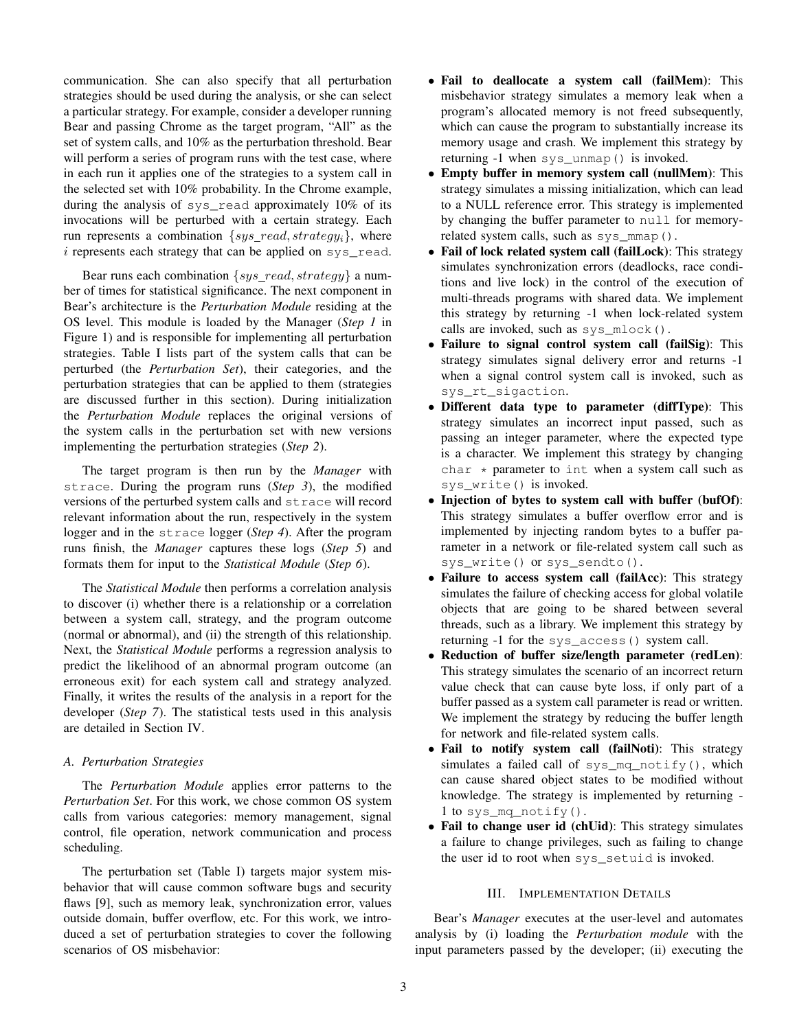communication. She can also specify that all perturbation strategies should be used during the analysis, or she can select a particular strategy. For example, consider a developer running Bear and passing Chrome as the target program, "All" as the set of system calls, and 10% as the perturbation threshold. Bear will perform a series of program runs with the test case, where in each run it applies one of the strategies to a system call in the selected set with 10% probability. In the Chrome example, during the analysis of `sys_read` approximately 10% of its invocations will be perturbed with a certain strategy. Each run represents a combination $\{sys\_read, strategy_i\}$, where $i$ represents each strategy that can be applied on `sys_read`.

Bear runs each combination $\{sys\_read, strategy\}$ a number of times for statistical significance. The next component in Bear's architecture is the *Perturbation Module* residing at the OS level. This module is loaded by the Manager (*Step 1* in Figure 1) and is responsible for implementing all perturbation strategies. Table I lists part of the system calls that can be perturbed (the *Perturbation Set*), their categories, and the perturbation strategies that can be applied to them (strategies are discussed further in this section). During initialization the *Perturbation Module* replaces the original versions of the system calls in the perturbation set with new versions implementing the perturbation strategies (*Step 2*).

The target program is then run by the *Manager* with `strace`. During the program runs (*Step 3*), the modified versions of the perturbed system calls and `strace` will record relevant information about the run, respectively in the system logger and in the `strace` logger (*Step 4*). After the program runs finish, the *Manager* captures these logs (*Step 5*) and formats them for input to the *Statistical Module* (*Step 6*).

The *Statistical Module* then performs a correlation analysis to discover (i) whether there is a relationship or a correlation between a system call, strategy, and the program outcome (normal or abnormal), and (ii) the strength of this relationship. Next, the *Statistical Module* performs a regression analysis to predict the likelihood of an abnormal program outcome (an erroneous exit) for each system call and strategy analyzed. Finally, it writes the results of the analysis in a report for the developer (*Step 7*). The statistical tests used in this analysis are detailed in Section IV.

### A. Perturbation Strategies

The *Perturbation Module* applies error patterns to the *Perturbation Set*. For this work, we chose common OS system calls from various categories: memory management, signal control, file operation, network communication and process scheduling.

The perturbation set (Table I) targets major system misbehavior that will cause common software bugs and security flaws [9], such as memory leak, synchronization error, values outside domain, buffer overflow, etc. For this work, we introduced a set of perturbation strategies to cover the following scenarios of OS misbehavior:

- **Fail to deallocate a system call (failMem)**: This misbehavior strategy simulates a memory leak when a program's allocated memory is not freed subsequently, which can cause the program to substantially increase its memory usage and crash. We implement this strategy by returning -1 when `sys_unmap()` is invoked.
- **Empty buffer in memory system call (nullMem)**: This strategy simulates a missing initialization, which can lead to a NULL reference error. This strategy is implemented by changing the buffer parameter to `null` for memory-related system calls, such as `sys_mmap()`.
- **Fail of lock related system call (failLock)**: This strategy simulates synchronization errors (deadlocks, race conditions and live lock) in the control of the execution of multi-threads programs with shared data. We implement this strategy by returning -1 when lock-related system calls are invoked, such as `sys_mlock()`.
- **Failure to signal control system call (failSig)**: This strategy simulates signal delivery error and returns -1 when a signal control system call is invoked, such as `sys_rt_sigaction`.
- **Different data type to parameter (diffType)**: This strategy simulates an incorrect input passed, such as passing an integer parameter, where the expected type is a character. We implement this strategy by changing `char *` parameter to `int` when a system call such as `sys_write()` is invoked.
- **Injection of bytes to system call with buffer (bufOf)**: This strategy simulates a buffer overflow error and is implemented by injecting random bytes to a buffer parameter in a network or file-related system call such as `sys_write()` or `sys_sendto()`.
- **Failure to access system call (failAcc)**: This strategy simulates the failure of checking access for global volatile objects that are going to be shared between several threads, such as a library. We implement this strategy by returning -1 for the `sys_access()` system call.
- **Reduction of buffer size/length parameter (redLen)**: This strategy simulates the scenario of an incorrect return value check that can cause byte loss, if only part of a buffer passed as a system call parameter is read or written. We implement the strategy by reducing the buffer length for network and file-related system calls.
- **Fail to notify system call (failNoti)**: This strategy simulates a failed call of `sys_mq_notify()`, which can cause shared object states to be modified without knowledge. The strategy is implemented by returning -1 to `sys_mq_notify()`.
- **Fail to change user id (chUid)**: This strategy simulates a failure to change privileges, such as failing to change the user id to root when `sys_setuid` is invoked.

## III. Implementation Details

Bear's *Manager* executes at the user-level and automates analysis by (i) loading the *Perturbation module* with the input parameters passed by the developer; (ii) executing the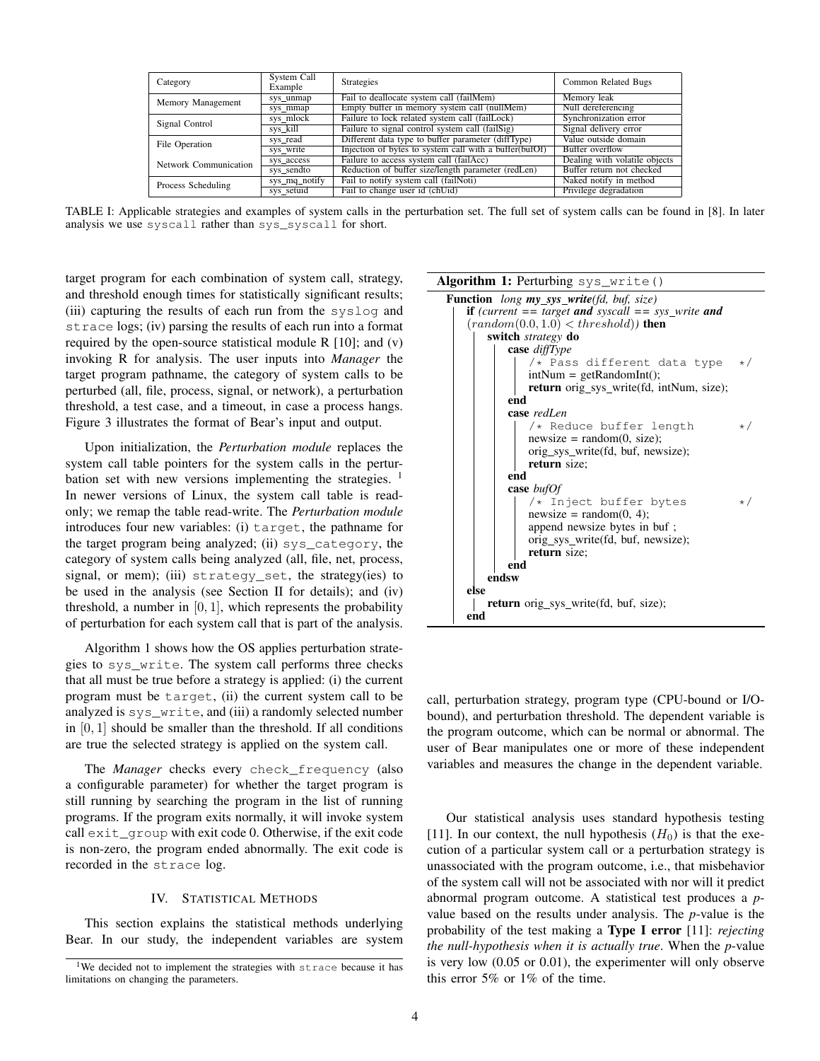| Category | System Call Example | Strategies | Common Related Bugs |
|---|---|---|---|
| Memory Management | sys_unmap | Fail to deallocate system call (failMem) | Memory leak |
| | sys_mmap | Empty buffer in memory system call (nullMem) | Null dereferencing |
| Signal Control | sys_mlock | Failure to lock related system call (failLock) | Synchronization error |
| | sys_kill | Failure to signal control system call (failSig) | Signal delivery error |
| File Operation | sys_read | Different data type to buffer parameter (diffType) | Value outside domain |
| | sys_write | Injection of bytes to system call with a buffer(bufOf) | Buffer overflow |
| Network Communication | sys_access | Failure to access system call (failAcc) | Dealing with volatile objects |
| | sys_sendto | Reduction of buffer size/length parameter (redLen) | Buffer return not checked |
| Process Scheduling | sys_mq_notify | Fail to notify system call (failNoti) | Naked notify in method |
| | sys_setuid | Fail to change user id (chUid) | Privilege degradation |

TABLE I: Applicable strategies and examples of system calls in the perturbation set. The full set of system calls can be found in [8]. In later analysis we use syscall rather than sys_syscall for short.

target program for each combination of system call, strategy, and threshold enough times for statistically significant results; (iii) capturing the results of each run from the syslog and strace logs; (iv) parsing the results of each run into a format required by the open-source statistical module R [10]; and (v) invoking R for analysis. The user inputs into *Manager* the target program pathname, the category of system calls to be perturbed (all, file, process, signal, or network), a perturbation threshold, a test case, and a timeout, in case a process hangs. Figure 3 illustrates the format of Bear's input and output.

Upon initialization, the *Perturbation module* replaces the system call table pointers for the system calls in the perturbation set with new versions implementing the strategies. [1] In newer versions of Linux, the system call table is read-only; we remap the table read-write. The *Perturbation module* introduces four new variables: (i) target, the pathname for the target program being analyzed; (ii) sys_category, the category of system calls being analyzed (all, file, net, process, signal, or mem); (iii) strategy_set, the strategy(ies) to be used in the analysis (see Section II for details); and (iv) threshold, a number in $[0, 1]$, which represents the probability of perturbation for each system call that is part of the analysis.

Algorithm 1 shows how the OS applies perturbation strategies to sys_write. The system call performs three checks that all must be true before a strategy is applied: (i) the current program must be target, (ii) the current system call to be analyzed is sys_write, and (iii) a randomly selected number in $[0, 1]$ should be smaller than the threshold. If all conditions are true the selected strategy is applied on the system call.

The *Manager* checks every check_frequency (also a configurable parameter) for whether the target program is still running by searching the program in the list of running programs. If the program exits normally, it will invoke system call exit_group with exit code 0. Otherwise, if the exit code is non-zero, the program ended abnormally. The exit code is recorded in the strace log.

## IV. Statistical Methods

This section explains the statistical methods underlying Bear. In our study, the independent variables are system call, perturbation strategy, program type (CPU-bound or I/O-bound), and perturbation threshold. The dependent variable is the program outcome, which can be normal or abnormal. The user of Bear manipulates one or more of these independent variables and measures the change in the dependent variable.

**Algorithm 1:** Perturbing sys_write()

```
Function long my_sys_write(fd, buf, size)
    if (current == target and syscall == sys_write and
    (random(0.0, 1.0) < threshold)) then
        switch strategy do
            case diffType
                /* Pass different data type      */
                intNum = getRandomInt();
                return orig_sys_write(fd, intNum, size);
            end
            case redLen
                /* Reduce buffer length          */
                newsize = random(0, size);
                orig_sys_write(fd, buf, newsize);
                return size;
            end
            case bufOf
                /* Inject buffer bytes           */
                newsize = random(0, 4);
                append newsize bytes in buf ;
                orig_sys_write(fd, buf, newsize);
                return size;
            end
        endsw
    else
        return orig_sys_write(fd, buf, size);
    end
```

Our statistical analysis uses standard hypothesis testing [11]. In our context, the null hypothesis ($H_0$) is that the execution of a particular system call or a perturbation strategy is unassociated with the program outcome, i.e., that misbehavior of the system call will not be associated with nor will it predict abnormal program outcome. A statistical test produces a *p*-value based on the results under analysis. The *p*-value is the probability of the test making a **Type I error** [11]: *rejecting the null-hypothesis when it is actually true*. When the *p*-value is very low (0.05 or 0.01), the experimenter will only observe this error 5% or 1% of the time.

[1] We decided not to implement the strategies with strace because it has limitations on changing the parameters.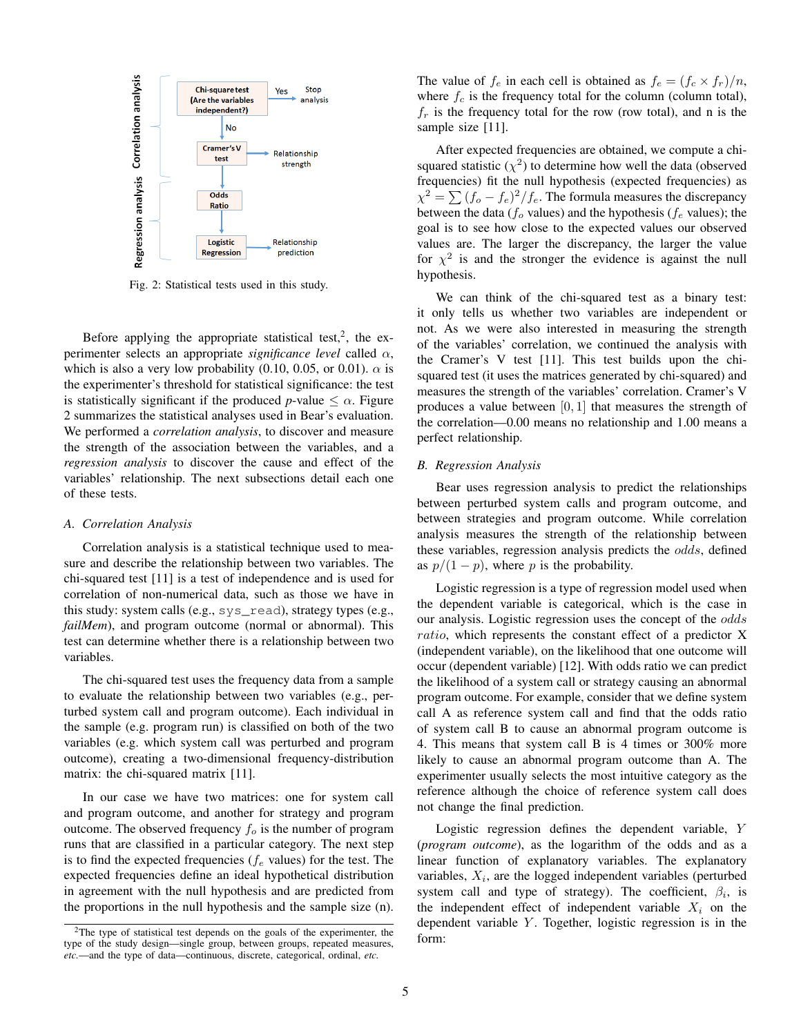Fig. 2: Statistical tests used in this study.

Before applying the appropriate statistical test,[2], the experimenter selects an appropriate *significance level* called $\alpha$, which is also a very low probability (0.10, 0.05, or 0.01). $\alpha$ is the experimenter's threshold for statistical significance: the test is statistically significant if the produced *p*-value $\leq \alpha$. Figure 2 summarizes the statistical analyses used in Bear's evaluation. We performed a *correlation analysis*, to discover and measure the strength of the association between the variables, and a *regression analysis* to discover the cause and effect of the variables' relationship. The next subsections detail each one of these tests.

### A. Correlation Analysis

Correlation analysis is a statistical technique used to measure and describe the relationship between two variables. The chi-squared test [11] is a test of independence and is used for correlation of non-numerical data, such as those we have in this study: system calls (e.g., `sys_read`), strategy types (e.g., *failMem*), and program outcome (normal or abnormal). This test can determine whether there is a relationship between two variables.

The chi-squared test uses the frequency data from a sample to evaluate the relationship between two variables (e.g., perturbed system call and program outcome). Each individual in the sample (e.g. program run) is classified on both of the two variables (e.g. which system call was perturbed and program outcome), creating a two-dimensional frequency-distribution matrix: the chi-squared matrix [11].

In our case we have two matrices: one for system call and program outcome, and another for strategy and program outcome. The observed frequency $f_o$ is the number of program runs that are classified in a particular category. The next step is to find the expected frequencies ($f_e$ values) for the test. The expected frequencies define an ideal hypothetical distribution in agreement with the null hypothesis and are predicted from the proportions in the null hypothesis and the sample size (n). The value of $f_e$ in each cell is obtained as $f_e = (f_c \times f_r)/n$, where $f_c$ is the frequency total for the column (column total), $f_r$ is the frequency total for the row (row total), and n is the sample size [11].

After expected frequencies are obtained, we compute a chi-squared statistic ($\chi^2$) to determine how well the data (observed frequencies) fit the null hypothesis (expected frequencies) as $\chi^2 = \sum (f_o - f_e)^2/f_e$. The formula measures the discrepancy between the data ($f_o$ values) and the hypothesis ($f_e$ values); the goal is to see how close to the expected values our observed values are. The larger the discrepancy, the larger the value for $\chi^2$ is and the stronger the evidence is against the null hypothesis.

We can think of the chi-squared test as a binary test: it only tells us whether two variables are independent or not. As we were also interested in measuring the strength of the variables' correlation, we continued the analysis with the Cramer's V test [11]. This test builds upon the chi-squared test (it uses the matrices generated by chi-squared) and measures the strength of the variables' correlation. Cramer's V produces a value between $[0, 1]$ that measures the strength of the correlation—0.00 means no relationship and 1.00 means a perfect relationship.

### B. Regression Analysis

Bear uses regression analysis to predict the relationships between perturbed system calls and program outcome, and between strategies and program outcome. While correlation analysis measures the strength of the relationship between these variables, regression analysis predicts the $odds$, defined as $p/(1-p)$, where $p$ is the probability.

Logistic regression is a type of regression model used when the dependent variable is categorical, which is the case in our analysis. Logistic regression uses the concept of the $odds\ ratio$, which represents the constant effect of a predictor X (independent variable), on the likelihood that one outcome will occur (dependent variable) [12]. With odds ratio we can predict the likelihood of a system call or strategy causing an abnormal program outcome. For example, consider that we define system call A as reference system call and find that the odds ratio of system call B to cause an abnormal program outcome is 4. This means that system call B is 4 times or 300% more likely to cause an abnormal program outcome than A. The experimenter usually selects the most intuitive category as the reference although the choice of reference system call does not change the final prediction.

Logistic regression defines the dependent variable, $Y$ (*program outcome*), as the logarithm of the odds and as a linear function of explanatory variables. The explanatory variables, $X_i$, are the logged independent variables (perturbed system call and type of strategy). The coefficient, $\beta_i$, is the independent effect of independent variable $X_i$ on the dependent variable $Y$. Together, logistic regression is in the form:

[2]The type of statistical test depends on the goals of the experimenter, the type of the study design—single group, between groups, repeated measures, *etc.*—and the type of data—continuous, discrete, categorical, ordinal, *etc.*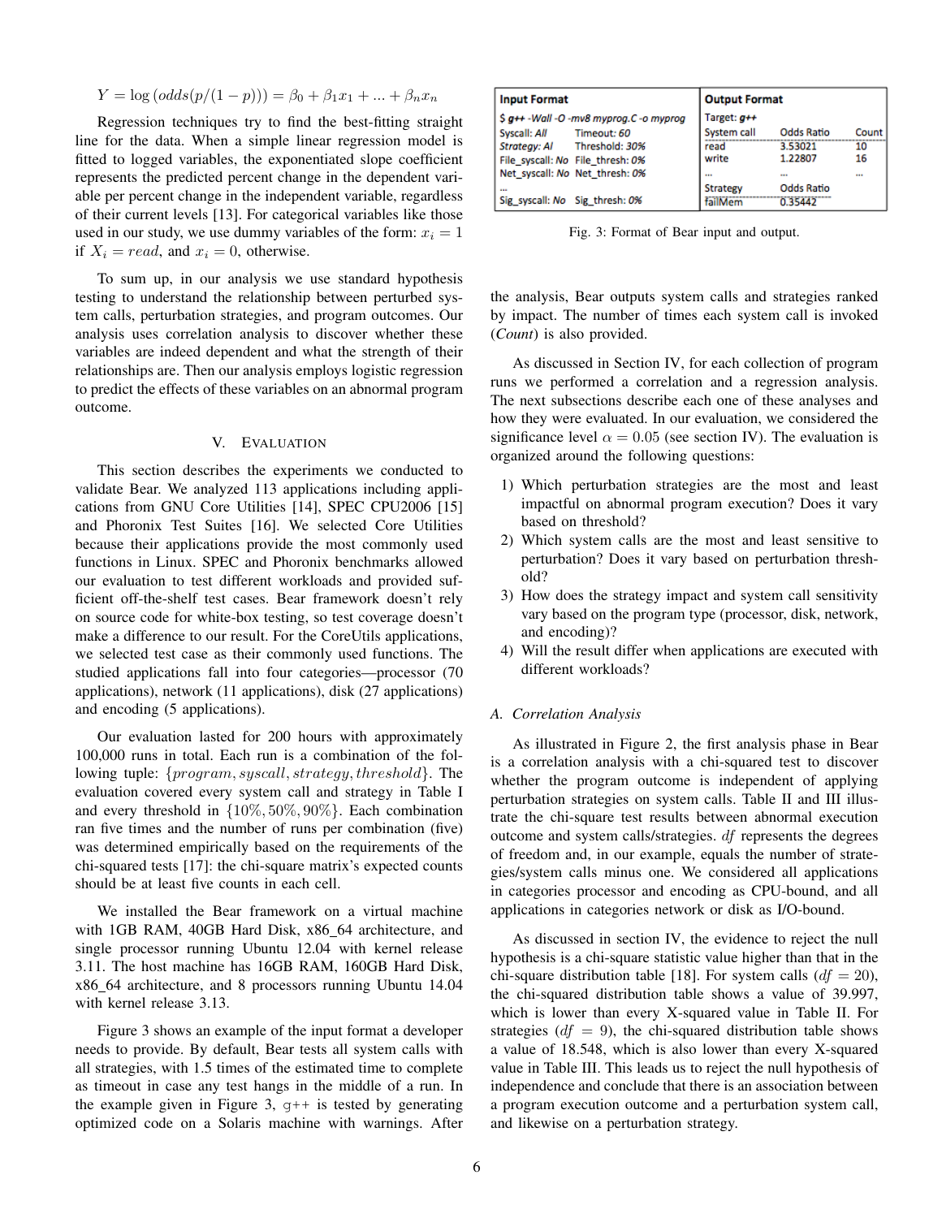$$Y = \log\left(odds(p/(1-p))\right) = \beta_0 + \beta_1 x_1 + ... + \beta_n x_n$$

Regression techniques try to find the best-fitting straight line for the data. When a simple linear regression model is fitted to logged variables, the exponentiated slope coefficient represents the predicted percent change in the dependent variable per percent change in the independent variable, regardless of their current levels [13]. For categorical variables like those used in our study, we use dummy variables of the form: $x_i = 1$ if $X_i = read$, and $x_i = 0$, otherwise.

To sum up, in our analysis we use standard hypothesis testing to understand the relationship between perturbed system calls, perturbation strategies, and program outcomes. Our analysis uses correlation analysis to discover whether these variables are indeed dependent and what the strength of their relationships are. Then our analysis employs logistic regression to predict the effects of these variables on an abnormal program outcome.

## V. Evaluation

This section describes the experiments we conducted to validate Bear. We analyzed 113 applications including applications from GNU Core Utilities [14], SPEC CPU2006 [15] and Phoronix Test Suites [16]. We selected Core Utilities because their applications provide the most commonly used functions in Linux. SPEC and Phoronix benchmarks allowed our evaluation to test different workloads and provided sufficient off-the-shelf test cases. Bear framework doesn't rely on source code for white-box testing, so test coverage doesn't make a difference to our result. For the CoreUtils applications, we selected test case as their commonly used functions. The studied applications fall into four categories—processor (70 applications), network (11 applications), disk (27 applications) and encoding (5 applications).

Our evaluation lasted for 200 hours with approximately 100,000 runs in total. Each run is a combination of the following tuple: $\{program, syscall, strategy, threshold\}$. The evaluation covered every system call and strategy in Table I and every threshold in $\{10\%, 50\%, 90\%\}$. Each combination ran five times and the number of runs per combination (five) was determined empirically based on the requirements of the chi-squared tests [17]: the chi-square matrix's expected counts should be at least five counts in each cell.

We installed the Bear framework on a virtual machine with 1GB RAM, 40GB Hard Disk, x86_64 architecture, and single processor running Ubuntu 12.04 with kernel release 3.11. The host machine has 16GB RAM, 160GB Hard Disk, x86_64 architecture, and 8 processors running Ubuntu 14.04 with kernel release 3.13.

Figure 3 shows an example of the input format a developer needs to provide. By default, Bear tests all system calls with all strategies, with 1.5 times of the estimated time to complete as timeout in case any test hangs in the middle of a run. In the example given in Figure 3, `g++` is tested by generating optimized code on a Solaris machine with warnings. After the analysis, Bear outputs system calls and strategies ranked by impact. The number of times each system call is invoked (*Count*) is also provided.

| **Input Format** | | **Output Format** | | |
|---|---|---|---|---|
| *$ g++ -Wall -O -mv8 myprog.C -o myprog* | | Target: *g++* | | |
| Syscall: *All* | Timeout: *60* | System call | Odds Ratio | Count |
| *Strategy: Al* | Threshold: *30%* | read | 3.53021 | 10 |
| File_syscall: *No* | File_thresh: *0%* | write | 1.22807 | 16 |
| Net_syscall: *No* | Net_thresh: *0%* | ... | ... | ... |
| ... | | Strategy | Odds Ratio | |
| Sig_syscall: *No* | Sig_thresh: *0%* | failMem | 0.35442 | |

Fig. 3: Format of Bear input and output.

As discussed in Section IV, for each collection of program runs we performed a correlation and a regression analysis. The next subsections describe each one of these analyses and how they were evaluated. In our evaluation, we considered the significance level $\alpha = 0.05$ (see section IV). The evaluation is organized around the following questions:

1) Which perturbation strategies are the most and least impactful on abnormal program execution? Does it vary based on threshold?
2) Which system calls are the most and least sensitive to perturbation? Does it vary based on perturbation threshold?
3) How does the strategy impact and system call sensitivity vary based on the program type (processor, disk, network, and encoding)?
4) Will the result differ when applications are executed with different workloads?

### A. Correlation Analysis

As illustrated in Figure 2, the first analysis phase in Bear is a correlation analysis with a chi-squared test to discover whether the program outcome is independent of applying perturbation strategies on system calls. Table II and III illustrate the chi-square test results between abnormal execution outcome and system calls/strategies. $df$ represents the degrees of freedom and, in our example, equals the number of strategies/system calls minus one. We considered all applications in categories processor and encoding as CPU-bound, and all applications in categories network or disk as I/O-bound.

As discussed in section IV, the evidence to reject the null hypothesis is a chi-square statistic value higher than that in the chi-square distribution table [18]. For system calls ($df = 20$), the chi-squared distribution table shows a value of 39.997, which is lower than every X-squared value in Table II. For strategies ($df = 9$), the chi-squared distribution table shows a value of 18.548, which is also lower than every X-squared value in Table III. This leads us to reject the null hypothesis of independence and conclude that there is an association between a program execution outcome and a perturbation system call, and likewise on a perturbation strategy.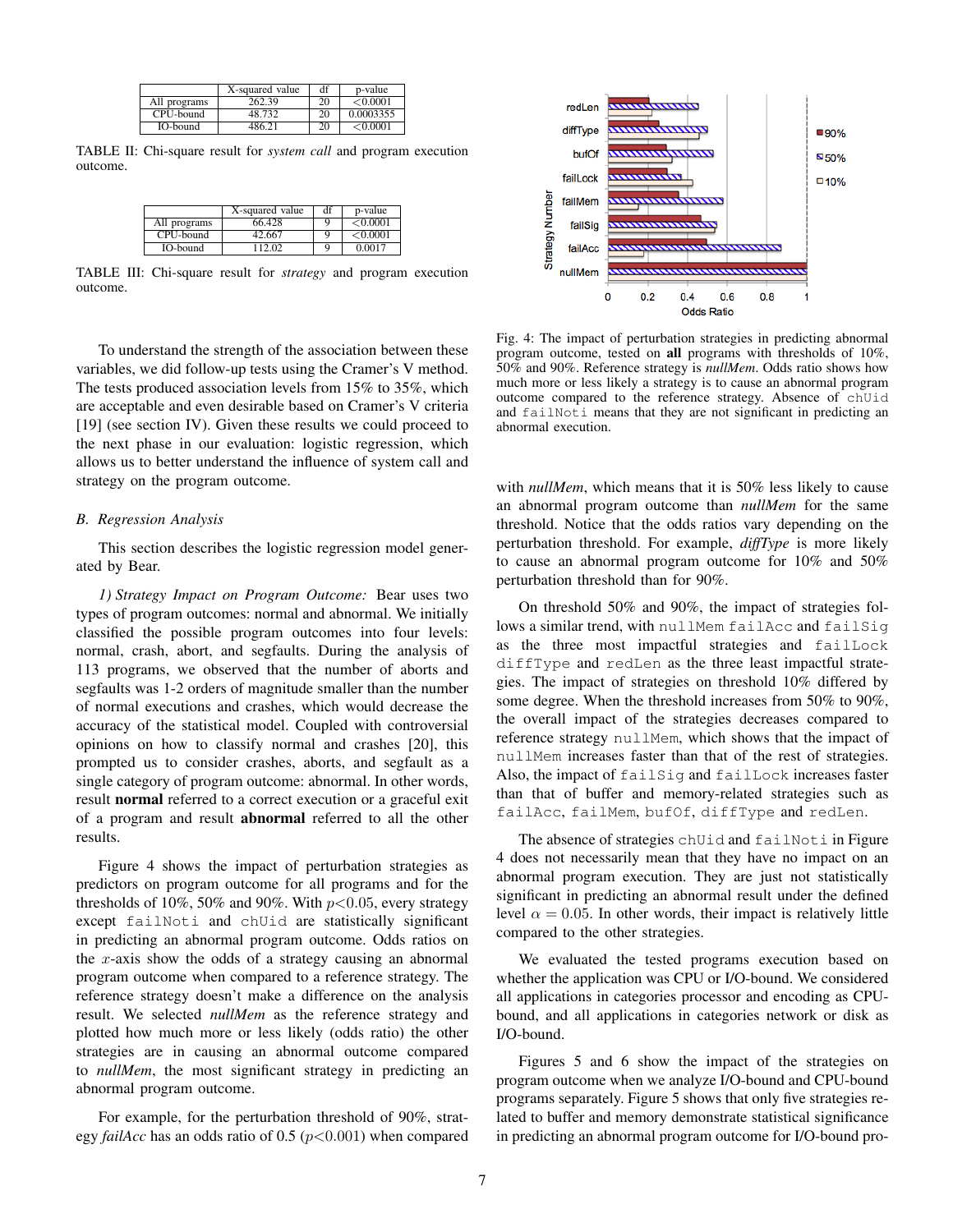|  | X-squared value | df | p-value |
|---|---|---|---|
| All programs | 262.39 | 20 | <0.0001 |
| CPU-bound | 48.732 | 20 | 0.0003355 |
| IO-bound | 486.21 | 20 | <0.0001 |

TABLE II: Chi-square result for *system call* and program execution outcome.

|  | X-squared value | df | p-value |
|---|---|---|---|
| All programs | 66.428 | 9 | <0.0001 |
| CPU-bound | 42.667 | 9 | <0.0001 |
| IO-bound | 112.02 | 9 | 0.0017 |

TABLE III: Chi-square result for *strategy* and program execution outcome.

To understand the strength of the association between these variables, we did follow-up tests using the Cramer's V method. The tests produced association levels from 15% to 35%, which are acceptable and even desirable based on Cramer's V criteria [19] (see section IV). Given these results we could proceed to the next phase in our evaluation: logistic regression, which allows us to better understand the influence of system call and strategy on the program outcome.

### *B. Regression Analysis*

This section describes the logistic regression model generated by Bear.

*1) Strategy Impact on Program Outcome:* Bear uses two types of program outcomes: normal and abnormal. We initially classified the possible program outcomes into four levels: normal, crash, abort, and segfaults. During the analysis of 113 programs, we observed that the number of aborts and segfaults was 1-2 orders of magnitude smaller than the number of normal executions and crashes, which would decrease the accuracy of the statistical model. Coupled with controversial opinions on how to classify normal and crashes [20], this prompted us to consider crashes, aborts, and segfault as a single category of program outcome: abnormal. In other words, result **normal** referred to a correct execution or a graceful exit of a program and result **abnormal** referred to all the other results.

Figure 4 shows the impact of perturbation strategies as predictors on program outcome for all programs and for the thresholds of 10%, 50% and 90%. With $p<0.05$, every strategy except `failNoti` and `chUid` are statistically significant in predicting an abnormal program outcome. Odds ratios on the $x$-axis show the odds of a strategy causing an abnormal program outcome when compared to a reference strategy. The reference strategy doesn't make a difference on the analysis result. We selected *nullMem* as the reference strategy and plotted how much more or less likely (odds ratio) the other strategies are in causing an abnormal outcome compared to *nullMem*, the most significant strategy in predicting an abnormal program outcome.

For example, for the perturbation threshold of 90%, strategy *failAcc* has an odds ratio of 0.5 ($p<0.001$) when compared with *nullMem*, which means that it is 50% less likely to cause an abnormal program outcome than *nullMem* for the same threshold. Notice that the odds ratios vary depending on the perturbation threshold. For example, *diffType* is more likely to cause an abnormal program outcome for 10% and 50% perturbation threshold than for 90%.

Fig. 4: The impact of perturbation strategies in predicting abnormal program outcome, tested on **all** programs with thresholds of 10%, 50% and 90%. Reference strategy is *nullMem*. Odds ratio shows how much more or less likely a strategy is to cause an abnormal program outcome compared to the reference strategy. Absence of `chUid` and `failNoti` means that they are not significant in predicting an abnormal execution.

On threshold 50% and 90%, the impact of strategies follows a similar trend, with `nullMem` `failAcc` and `failSig` as the three most impactful strategies and `failLock` `diffType` and `redLen` as the three least impactful strategies. The impact of strategies on threshold 10% differed by some degree. When the threshold increases from 50% to 90%, the overall impact of the strategies decreases compared to reference strategy `nullMem`, which shows that the impact of `nullMem` increases faster than that of the rest of strategies. Also, the impact of `failSig` and `failLock` increases faster than that of buffer and memory-related strategies such as `failAcc`, `failMem`, `bufOf`, `diffType` and `redLen`.

The absence of strategies `chUid` and `failNoti` in Figure 4 does not necessarily mean that they have no impact on an abnormal program execution. They are just not statistically significant in predicting an abnormal result under the defined level $\alpha = 0.05$. In other words, their impact is relatively little compared to the other strategies.

We evaluated the tested programs execution based on whether the application was CPU or I/O-bound. We considered all applications in categories processor and encoding as CPU-bound, and all applications in categories network or disk as I/O-bound.

Figures 5 and 6 show the impact of the strategies on program outcome when we analyze I/O-bound and CPU-bound programs separately. Figure 5 shows that only five strategies related to buffer and memory demonstrate statistical significance in predicting an abnormal program outcome for I/O-bound pro-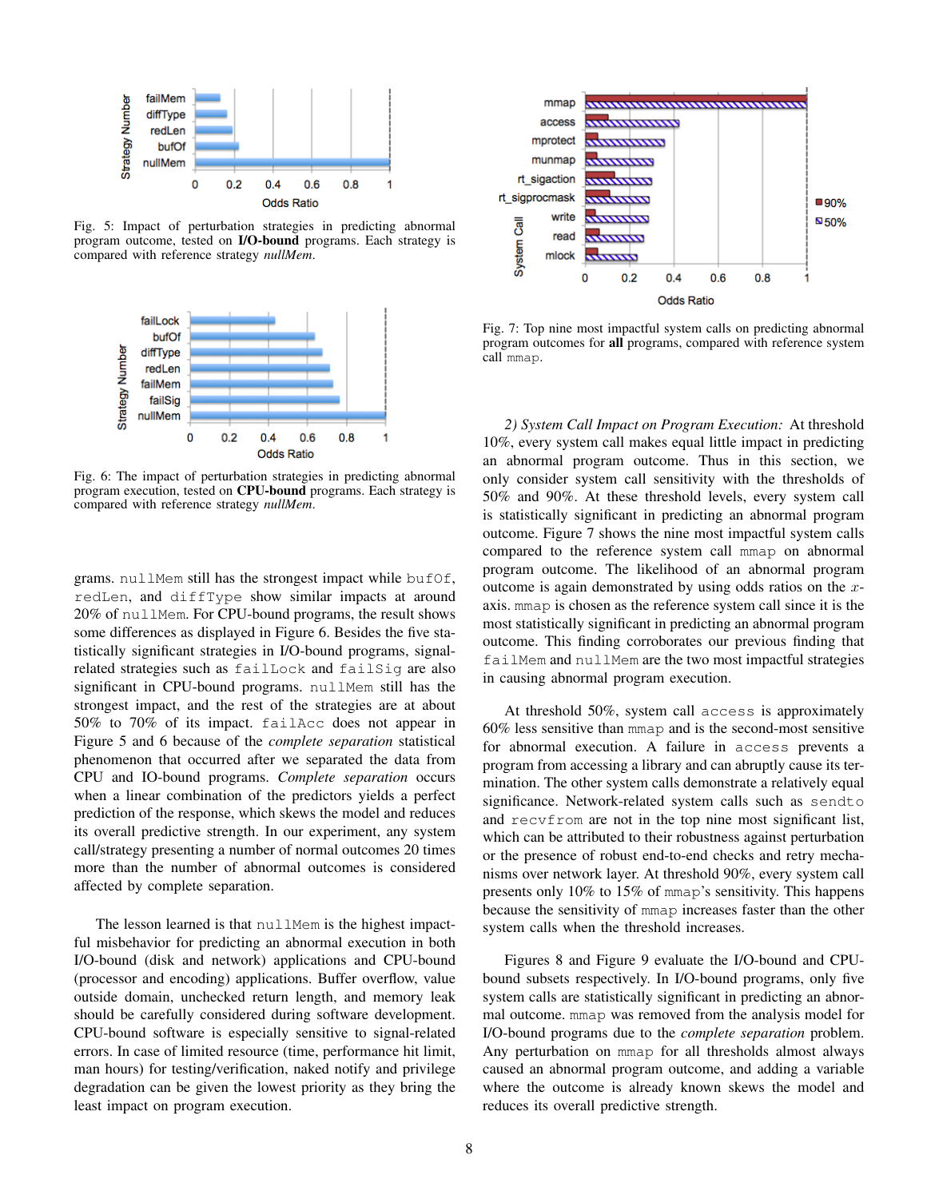Fig. 5: Impact of perturbation strategies in predicting abnormal program outcome, tested on **I/O-bound** programs. Each strategy is compared with reference strategy *nullMem*.

Fig. 6: The impact of perturbation strategies in predicting abnormal program execution, tested on **CPU-bound** programs. Each strategy is compared with reference strategy *nullMem*.

grams. nullMem still has the strongest impact while bufOf, redLen, and diffType show similar impacts at around 20% of nullMem. For CPU-bound programs, the result shows some differences as displayed in Figure 6. Besides the five statistically significant strategies in I/O-bound programs, signal-related strategies such as failLock and failSig are also significant in CPU-bound programs. nullMem still has the strongest impact, and the rest of the strategies are at about 50% to 70% of its impact. failAcc does not appear in Figure 5 and 6 because of the *complete separation* statistical phenomenon that occurred after we separated the data from CPU and IO-bound programs. *Complete separation* occurs when a linear combination of the predictors yields a perfect prediction of the response, which skews the model and reduces its overall predictive strength. In our experiment, any system call/strategy presenting a number of normal outcomes 20 times more than the number of abnormal outcomes is considered affected by complete separation.

The lesson learned is that nullMem is the highest impactful misbehavior for predicting an abnormal execution in both I/O-bound (disk and network) applications and CPU-bound (processor and encoding) applications. Buffer overflow, value outside domain, unchecked return length, and memory leak should be carefully considered during software development. CPU-bound software is especially sensitive to signal-related errors. In case of limited resource (time, performance hit limit, man hours) for testing/verification, naked notify and privilege degradation can be given the lowest priority as they bring the least impact on program execution.

Fig. 7: Top nine most impactful system calls on predicting abnormal program outcomes for **all** programs, compared with reference system call mmap.

*2) System Call Impact on Program Execution:* At threshold 10%, every system call makes equal little impact in predicting an abnormal program outcome. Thus in this section, we only consider system call sensitivity with the thresholds of 50% and 90%. At these threshold levels, every system call is statistically significant in predicting an abnormal program outcome. Figure 7 shows the nine most impactful system calls compared to the reference system call mmap on abnormal program outcome. The likelihood of an abnormal program outcome is again demonstrated by using odds ratios on the $x$-axis. mmap is chosen as the reference system call since it is the most statistically significant in predicting an abnormal program outcome. This finding corroborates our previous finding that failMem and nullMem are the two most impactful strategies in causing abnormal program execution.

At threshold 50%, system call access is approximately 60% less sensitive than mmap and is the second-most sensitive for abnormal execution. A failure in access prevents a program from accessing a library and can abruptly cause its termination. The other system calls demonstrate a relatively equal significance. Network-related system calls such as sendto and recvfrom are not in the top nine most significant list, which can be attributed to their robustness against perturbation or the presence of robust end-to-end checks and retry mechanisms over network layer. At threshold 90%, every system call presents only 10% to 15% of mmap's sensitivity. This happens because the sensitivity of mmap increases faster than the other system calls when the threshold increases.

Figures 8 and Figure 9 evaluate the I/O-bound and CPU-bound subsets respectively. In I/O-bound programs, only five system calls are statistically significant in predicting an abnormal outcome. mmap was removed from the analysis model for I/O-bound programs due to the *complete separation* problem. Any perturbation on mmap for all thresholds almost always caused an abnormal program outcome, and adding a variable where the outcome is already known skews the model and reduces its overall predictive strength.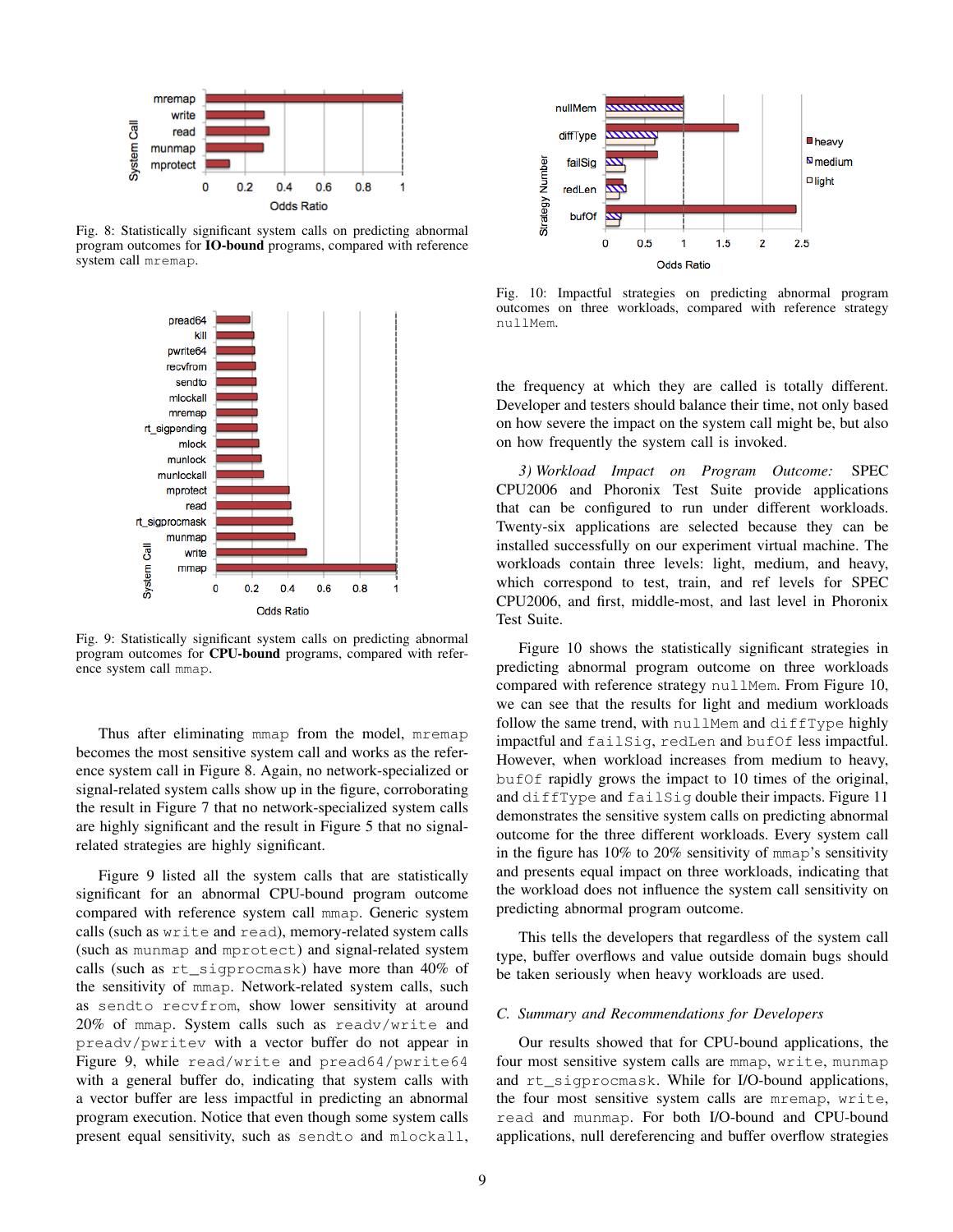Fig. 8: Statistically significant system calls on predicting abnormal program outcomes for **IO-bound** programs, compared with reference system call `mremap`.

Fig. 9: Statistically significant system calls on predicting abnormal program outcomes for **CPU-bound** programs, compared with reference system call `mmap`.

Thus after eliminating `mmap` from the model, `mremap` becomes the most sensitive system call and works as the reference system call in Figure 8. Again, no network-specialized or signal-related system calls show up in the figure, corroborating the result in Figure 7 that no network-specialized system calls are highly significant and the result in Figure 5 that no signal-related strategies are highly significant.

Figure 9 listed all the system calls that are statistically significant for an abnormal CPU-bound program outcome compared with reference system call `mmap`. Generic system calls (such as `write` and `read`), memory-related system calls (such as `munmap` and `mprotect`) and signal-related system calls (such as `rt_sigprocmask`) have more than 40% of the sensitivity of `mmap`. Network-related system calls, such as `sendto recvfrom`, show lower sensitivity at around 20% of `mmap`. System calls such as `readv/write` and `preadv/pwritev` with a vector buffer do not appear in Figure 9, while `read/write` and `pread64/pwrite64` with a general buffer do, indicating that system calls with a vector buffer are less impactful in predicting an abnormal program execution. Notice that even though some system calls present equal sensitivity, such as `sendto` and `mlockall`, the frequency at which they are called is totally different. Developer and testers should balance their time, not only based on how severe the impact on the system call might be, but also on how frequently the system call is invoked.

Fig. 10: Impactful strategies on predicting abnormal program outcomes on three workloads, compared with reference strategy `nullMem`.

*3) Workload Impact on Program Outcome:* SPEC CPU2006 and Phoronix Test Suite provide applications that can be configured to run under different workloads. Twenty-six applications are selected because they can be installed successfully on our experiment virtual machine. The workloads contain three levels: light, medium, and heavy, which correspond to test, train, and ref levels for SPEC CPU2006, and first, middle-most, and last level in Phoronix Test Suite.

Figure 10 shows the statistically significant strategies in predicting abnormal program outcome on three workloads compared with reference strategy `nullMem`. From Figure 10, we can see that the results for light and medium workloads follow the same trend, with `nullMem` and `diffType` highly impactful and `failSig`, `redLen` and `bufOf` less impactful. However, when workload increases from medium to heavy, `bufOf` rapidly grows the impact to 10 times of the original, and `diffType` and `failSig` double their impacts. Figure 11 demonstrates the sensitive system calls on predicting abnormal outcome for the three different workloads. Every system call in the figure has 10% to 20% sensitivity of `mmap`'s sensitivity and presents equal impact on three workloads, indicating that the workload does not influence the system call sensitivity on predicting abnormal program outcome.

This tells the developers that regardless of the system call type, buffer overflows and value outside domain bugs should be taken seriously when heavy workloads are used.

### C. Summary and Recommendations for Developers

Our results showed that for CPU-bound applications, the four most sensitive system calls are `mmap`, `write`, `munmap` and `rt_sigprocmask`. While for I/O-bound applications, the four most sensitive system calls are `mremap`, `write`, `read` and `munmap`. For both I/O-bound and CPU-bound applications, null dereferencing and buffer overflow strategies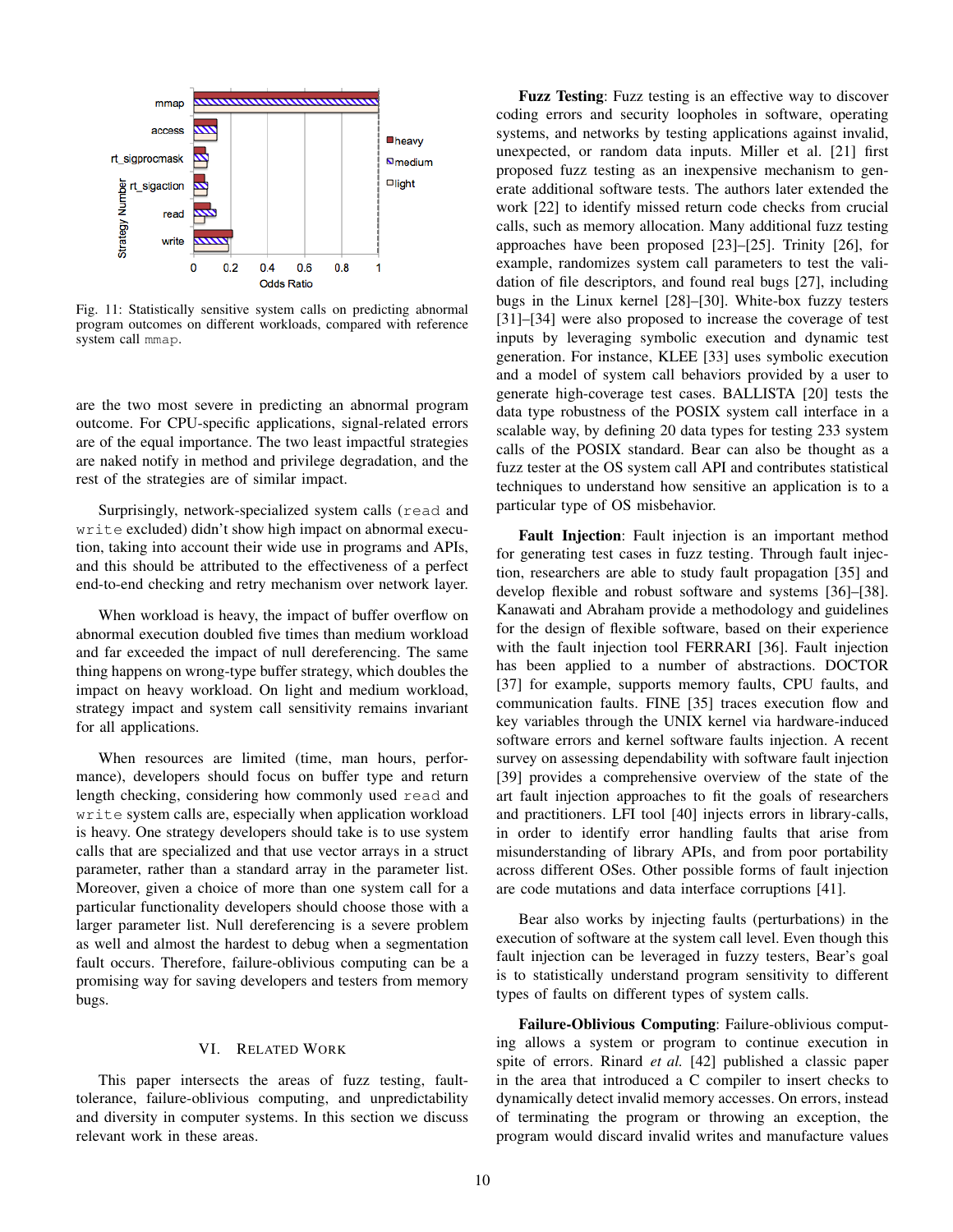mmap
access
rt_sigprocmask
rt_sigaction
read
write
Strategy Number
0
0.2
0.4
0.6
0.8
1
Odds Ratio
heavy
medium
light

Fig. 11: Statistically sensitive system calls on predicting abnormal program outcomes on different workloads, compared with reference system call `mmap`.

are the two most severe in predicting an abnormal program outcome. For CPU-specific applications, signal-related errors are of the equal importance. The two least impactful strategies are naked notify in method and privilege degradation, and the rest of the strategies are of similar impact.

Surprisingly, network-specialized system calls (`read` and `write` excluded) didn't show high impact on abnormal execution, taking into account their wide use in programs and APIs, and this should be attributed to the effectiveness of a perfect end-to-end checking and retry mechanism over network layer.

When workload is heavy, the impact of buffer overflow on abnormal execution doubled five times than medium workload and far exceeded the impact of null dereferencing. The same thing happens on wrong-type buffer strategy, which doubles the impact on heavy workload. On light and medium workload, strategy impact and system call sensitivity remains invariant for all applications.

When resources are limited (time, man hours, performance), developers should focus on buffer type and return length checking, considering how commonly used `read` and `write` system calls are, especially when application workload is heavy. One strategy developers should take is to use system calls that are specialized and that use vector arrays in a struct parameter, rather than a standard array in the parameter list. Moreover, given a choice of more than one system call for a particular functionality developers should choose those with a larger parameter list. Null dereferencing is a severe problem as well and almost the hardest to debug when a segmentation fault occurs. Therefore, failure-oblivious computing can be a promising way for saving developers and testers from memory bugs.

## VI. Related Work

This paper intersects the areas of fuzz testing, fault-tolerance, failure-oblivious computing, and unpredictability and diversity in computer systems. In this section we discuss relevant work in these areas.

**Fuzz Testing**: Fuzz testing is an effective way to discover coding errors and security loopholes in software, operating systems, and networks by testing applications against invalid, unexpected, or random data inputs. Miller et al. [21] first proposed fuzz testing as an inexpensive mechanism to generate additional software tests. The authors later extended the work [22] to identify missed return code checks from crucial calls, such as memory allocation. Many additional fuzz testing approaches have been proposed [23]–[25]. Trinity [26], for example, randomizes system call parameters to test the validation of file descriptors, and found real bugs [27], including bugs in the Linux kernel [28]–[30]. White-box fuzzy testers [31]–[34] were also proposed to increase the coverage of test inputs by leveraging symbolic execution and dynamic test generation. For instance, KLEE [33] uses symbolic execution and a model of system call behaviors provided by a user to generate high-coverage test cases. BALLISTA [20] tests the data type robustness of the POSIX system call interface in a scalable way, by defining 20 data types for testing 233 system calls of the POSIX standard. Bear can also be thought as a fuzz tester at the OS system call API and contributes statistical techniques to understand how sensitive an application is to a particular type of OS misbehavior.

**Fault Injection**: Fault injection is an important method for generating test cases in fuzz testing. Through fault injection, researchers are able to study fault propagation [35] and develop flexible and robust software and systems [36]–[38]. Kanawati and Abraham provide a methodology and guidelines for the design of flexible software, based on their experience with the fault injection tool FERRARI [36]. Fault injection has been applied to a number of abstractions. DOCTOR [37] for example, supports memory faults, CPU faults, and communication faults. FINE [35] traces execution flow and key variables through the UNIX kernel via hardware-induced software errors and kernel software faults injection. A recent survey on assessing dependability with software fault injection [39] provides a comprehensive overview of the state of the art fault injection approaches to fit the goals of researchers and practitioners. LFI tool [40] injects errors in library-calls, in order to identify error handling faults that arise from misunderstanding of library APIs, and from poor portability across different OSes. Other possible forms of fault injection are code mutations and data interface corruptions [41].

Bear also works by injecting faults (perturbations) in the execution of software at the system call level. Even though this fault injection can be leveraged in fuzzy testers, Bear's goal is to statistically understand program sensitivity to different types of faults on different types of system calls.

**Failure-Oblivious Computing**: Failure-oblivious computing allows a system or program to continue execution in spite of errors. Rinard *et al.* [42] published a classic paper in the area that introduced a C compiler to insert checks to dynamically detect invalid memory accesses. On errors, instead of terminating the program or throwing an exception, the program would discard invalid writes and manufacture values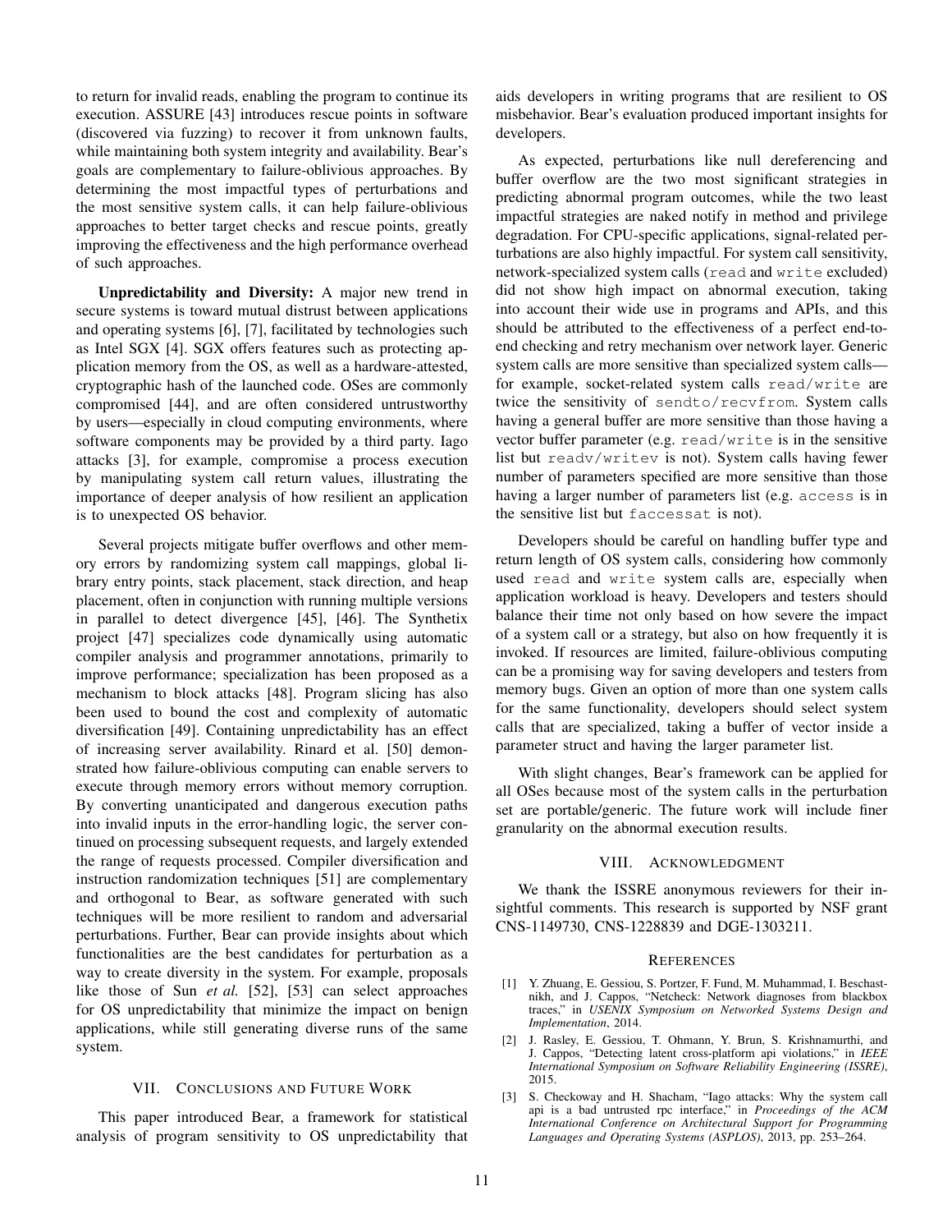to return for invalid reads, enabling the program to continue its execution. ASSURE [43] introduces rescue points in software (discovered via fuzzing) to recover it from unknown faults, while maintaining both system integrity and availability. Bear's goals are complementary to failure-oblivious approaches. By determining the most impactful types of perturbations and the most sensitive system calls, it can help failure-oblivious approaches to better target checks and rescue points, greatly improving the effectiveness and the high performance overhead of such approaches.

**Unpredictability and Diversity:** A major new trend in secure systems is toward mutual distrust between applications and operating systems [6], [7], facilitated by technologies such as Intel SGX [4]. SGX offers features such as protecting application memory from the OS, as well as a hardware-attested, cryptographic hash of the launched code. OSes are commonly compromised [44], and are often considered untrustworthy by users—especially in cloud computing environments, where software components may be provided by a third party. Iago attacks [3], for example, compromise a process execution by manipulating system call return values, illustrating the importance of deeper analysis of how resilient an application is to unexpected OS behavior.

Several projects mitigate buffer overflows and other memory errors by randomizing system call mappings, global library entry points, stack placement, stack direction, and heap placement, often in conjunction with running multiple versions in parallel to detect divergence [45], [46]. The Synthetix project [47] specializes code dynamically using automatic compiler analysis and programmer annotations, primarily to improve performance; specialization has been proposed as a mechanism to block attacks [48]. Program slicing has also been used to bound the cost and complexity of automatic diversification [49]. Containing unpredictability has an effect of increasing server availability. Rinard et al. [50] demonstrated how failure-oblivious computing can enable servers to execute through memory errors without memory corruption. By converting unanticipated and dangerous execution paths into invalid inputs in the error-handling logic, the server continued on processing subsequent requests, and largely extended the range of requests processed. Compiler diversification and instruction randomization techniques [51] are complementary and orthogonal to Bear, as software generated with such techniques will be more resilient to random and adversarial perturbations. Further, Bear can provide insights about which functionalities are the best candidates for perturbation as a way to create diversity in the system. For example, proposals like those of Sun *et al.* [52], [53] can select approaches for OS unpredictability that minimize the impact on benign applications, while still generating diverse runs of the same system.

## VII. Conclusions and Future Work

This paper introduced Bear, a framework for statistical analysis of program sensitivity to OS unpredictability that aids developers in writing programs that are resilient to OS misbehavior. Bear's evaluation produced important insights for developers.

As expected, perturbations like null dereferencing and buffer overflow are the two most significant strategies in predicting abnormal program outcomes, while the two least impactful strategies are naked notify in method and privilege degradation. For CPU-specific applications, signal-related perturbations are also highly impactful. For system call sensitivity, network-specialized system calls (`read` and `write` excluded) did not show high impact on abnormal execution, taking into account their wide use in programs and APIs, and this should be attributed to the effectiveness of a perfect end-to-end checking and retry mechanism over network layer. Generic system calls are more sensitive than specialized system calls—for example, socket-related system calls `read/write` are twice the sensitivity of `sendto/recvfrom`. System calls having a general buffer are more sensitive than those having a vector buffer parameter (e.g. `read/write` is in the sensitive list but `readv/writev` is not). System calls having fewer number of parameters specified are more sensitive than those having a larger number of parameters list (e.g. `access` is in the sensitive list but `faccessat` is not).

Developers should be careful on handling buffer type and return length of OS system calls, considering how commonly used `read` and `write` system calls are, especially when application workload is heavy. Developers and testers should balance their time not only based on how severe the impact of a system call or a strategy, but also on how frequently it is invoked. If resources are limited, failure-oblivious computing can be a promising way for saving developers and testers from memory bugs. Given an option of more than one system calls for the same functionality, developers should select system calls that are specialized, taking a buffer of vector inside a parameter struct and having the larger parameter list.

With slight changes, Bear's framework can be applied for all OSes because most of the system calls in the perturbation set are portable/generic. The future work will include finer granularity on the abnormal execution results.

## VIII. Acknowledgment

We thank the ISSRE anonymous reviewers for their insightful comments. This research is supported by NSF grant CNS-1149730, CNS-1228839 and DGE-1303211.

## References

[1] Y. Zhuang, E. Gessiou, S. Portzer, F. Fund, M. Muhammad, I. Beschastnikh, and J. Cappos, "Netcheck: Network diagnoses from blackbox traces," in *USENIX Symposium on Networked Systems Design and Implementation*, 2014.

[2] J. Rasley, E. Gessiou, T. Ohmann, Y. Brun, S. Krishnamurthi, and J. Cappos, "Detecting latent cross-platform api violations," in *IEEE International Symposium on Software Reliability Engineering (ISSRE)*, 2015.

[3] S. Checkoway and H. Shacham, "Iago attacks: Why the system call api is a bad untrusted rpc interface," in *Proceedings of the ACM International Conference on Architectural Support for Programming Languages and Operating Systems (ASPLOS)*, 2013, pp. 253–264.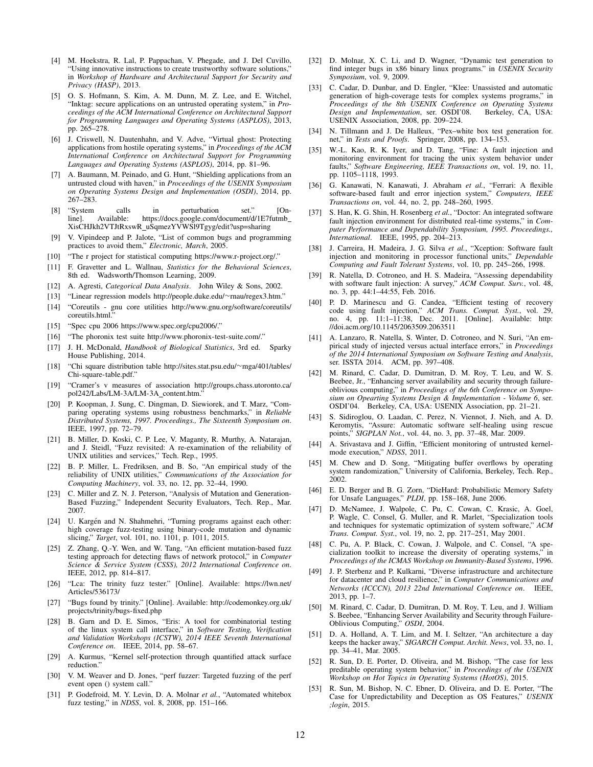[4] M. Hoekstra, R. Lal, P. Pappachan, V. Phegade, and J. Del Cuvillo, "Using innovative instructions to create trustworthy software solutions," in *Workshop of Hardware and Architectural Support for Security and Privacy (HASP)*, 2013.

[5] O. S. Hofmann, S. Kim, A. M. Dunn, M. Z. Lee, and E. Witchel, "Inktag: secure applications on an untrusted operating system," in *Proceedings of the ACM International Conference on Architectural Support for Programming Languages and Operating Systems (ASPLOS)*, 2013, pp. 265–278.

[6] J. Criswell, N. Dautenhahn, and V. Adve, "Virtual ghost: Protecting applications from hostile operating systems," in *Proceedings of the ACM International Conference on Architectural Support for Programming Languages and Operating Systems (ASPLOS)*, 2014, pp. 81–96.

[7] A. Baumann, M. Peinado, and G. Hunt, "Shielding applications from an untrusted cloud with haven," in *Proceedings of the USENIX Symposium on Operating Systems Design and Implementation (OSDI)*, 2014, pp. 267–283.

[8] "System calls in perturbation set." [Online]. Available: https://docs.google.com/document/d/1E7futmb_XisCHJkh2VTJtRxswR_uSqmezYVWSl9Tgyg/edit?usp=sharing

[9] V. Vipindeep and P. Jalote, "List of common bugs and programming practices to avoid them," *Electronic, March*, 2005.

[10] "The r project for statistical computing https://www.r-project.org/."

[11] F. Gravetter and L. Wallnau, *Statistics for the Behavioral Sciences*, 8th ed. Wadsworth/Thomson Learning, 2009.

[12] A. Agresti, *Categorical Data Analysis*. John Wiley & Sons, 2002.

[13] "Linear regression models http://people.duke.edu/~rnau/regex3.htm."

[14] "Coreutils - gnu core utilities http://www.gnu.org/software/coreutils/coreutils.html."

[15] "Spec cpu 2006 https://www.spec.org/cpu2006/."

[16] "The phoronix test suite http://www.phoronix-test-suite.com/."

[17] J. H. McDonald, *Handbook of Biological Statistics*, 3rd ed. Sparky House Publishing, 2014.

[18] "Chi square distribution table http://sites.stat.psu.edu/~mga/401/tables/Chi-square-table.pdf."

[19] "Cramer's v measures of association http://groups.chass.utoronto.ca/pol242/Labs/LM-3A/LM-3A_content.htm."

[20] P. Koopman, J. Sung, C. Dingman, D. Siewiorek, and T. Marz, "Comparing operating systems using robustness benchmarks," in *Reliable Distributed Systems, 1997. Proceedings., The Sixteenth Symposium on*. IEEE, 1997, pp. 72–79.

[21] B. Miller, D. Koski, C. P. Lee, V. Maganty, R. Murthy, A. Natarajan, and J. Steidl, "Fuzz revisited: A re-examination of the reliability of UNIX utilities and services," Tech. Rep., 1995.

[22] B. P. Miller, L. Fredriksen, and B. So, "An empirical study of the reliability of UNIX utilities," *Communications of the Association for Computing Machinery*, vol. 33, no. 12, pp. 32–44, 1990.

[23] C. Miller and Z. N. J. Peterson, "Analysis of Mutation and Generation-Based Fuzzing," Independent Security Evaluators, Tech. Rep., Mar. 2007.

[24] U. Kargén and N. Shahmehri, "Turning programs against each other: high coverage fuzz-testing using binary-code mutation and dynamic slicing," *Target*, vol. 101, no. 1101, p. 1011, 2015.

[25] Z. Zhang, Q.-Y. Wen, and W. Tang, "An efficient mutation-based fuzz testing approach for detecting flaws of network protocol," in *Computer Science & Service System (CSSS), 2012 International Conference on*. IEEE, 2012, pp. 814–817.

[26] "Lca: The trinity fuzz tester." [Online]. Available: https://lwn.net/Articles/536173/

[27] "Bugs found by trinity." [Online]. Available: http://codemonkey.org.uk/projects/trinity/bugs-fixed.php

[28] B. Garn and D. E. Simos, "Eris: A tool for combinatorial testing of the linux system call interface," in *Software Testing, Verification and Validation Workshops (ICSTW), 2014 IEEE Seventh International Conference on*. IEEE, 2014, pp. 58–67.

[29] A. Kurmus, "Kernel self-protection through quantified attack surface reduction."

[30] V. M. Weaver and D. Jones, "perf fuzzer: Targeted fuzzing of the perf event open () system call."

[31] P. Godefroid, M. Y. Levin, D. A. Molnar *et al.*, "Automated whitebox fuzz testing," in *NDSS*, vol. 8, 2008, pp. 151–166.

[32] D. Molnar, X. C. Li, and D. Wagner, "Dynamic test generation to find integer bugs in x86 binary linux programs." in *USENIX Security Symposium*, vol. 9, 2009.

[33] C. Cadar, D. Dunbar, and D. Engler, "Klee: Unassisted and automatic generation of high-coverage tests for complex systems programs," in *Proceedings of the 8th USENIX Conference on Operating Systems Design and Implementation*, ser. OSDI'08. Berkeley, CA, USA: USENIX Association, 2008, pp. 209–224.

[34] N. Tillmann and J. De Halleux, "Pex–white box test generation for. net," in *Tests and Proofs*. Springer, 2008, pp. 134–153.

[35] W.-L. Kao, R. K. Iyer, and D. Tang, "Fine: A fault injection and monitoring environment for tracing the unix system behavior under faults," *Software Engineering, IEEE Transactions on*, vol. 19, no. 11, pp. 1105–1118, 1993.

[36] G. Kanawati, N. Kanawati, J. Abraham *et al.*, "Ferrari: A flexible software-based fault and error injection system," *Computers, IEEE Transactions on*, vol. 44, no. 2, pp. 248–260, 1995.

[37] S. Han, K. G. Shin, H. Rosenberg *et al.*, "Doctor: An integrated software fault injection environment for distributed real-time systems," in *Computer Performance and Dependability Symposium, 1995. Proceedings., International*. IEEE, 1995, pp. 204–213.

[38] J. Carreira, H. Madeira, J. G. Silva *et al.*, "Xception: Software fault injection and monitoring in processor functional units," *Dependable Computing and Fault Tolerant Systems*, vol. 10, pp. 245–266, 1998.

[39] R. Natella, D. Cotroneo, and H. S. Madeira, "Assessing dependability with software fault injection: A survey," *ACM Comput. Surv.*, vol. 48, no. 3, pp. 44:1–44:55, Feb. 2016.

[40] P. D. Marinescu and G. Candea, "Efficient testing of recovery code using fault injection," *ACM Trans. Comput. Syst.*, vol. 29, no. 4, pp. 11:1–11:38, Dec. 2011. [Online]. Available: http://doi.acm.org/10.1145/2063509.2063511

[41] A. Lanzaro, R. Natella, S. Winter, D. Cotroneo, and N. Suri, "An empirical study of injected versus actual interface errors," in *Proceedings of the 2014 International Symposium on Software Testing and Analysis*, ser. ISSTA 2014. ACM, pp. 397–408.

[42] M. Rinard, C. Cadar, D. Dumitran, D. M. Roy, T. Leu, and W. S. Beebee, Jr., "Enhancing server availability and security through failure-oblivious computing," in *Proceedings of the 6th Conference on Symposium on Opearting Systems Design & Implementation - Volume 6*, ser. OSDI'04. Berkeley, CA, USA: USENIX Association, pp. 21–21.

[43] S. Sidiroglou, O. Laadan, C. Perez, N. Viennot, J. Nieh, and A. D. Keromytis, "Assure: Automatic software self-healing using rescue points," *SIGPLAN Not.*, vol. 44, no. 3, pp. 37–48, Mar. 2009.

[44] A. Srivastava and J. Giffin, "Efficient monitoring of untrusted kernel-mode execution," *NDSS*, 2011.

[45] M. Chew and D. Song, "Mitigating buffer overflows by operating system randomization," University of California, Berkeley, Tech. Rep., 2002.

[46] E. D. Berger and B. G. Zorn, "DieHard: Probabilistic Memory Safety for Unsafe Languages," *PLDI*, pp. 158–168, June 2006.

[47] D. McNamee, J. Walpole, C. Pu, C. Cowan, C. Krasic, A. Goel, P. Wagle, C. Consel, G. Muller, and R. Marlet, "Specialization tools and techniques for systematic optimization of system software," *ACM Trans. Comput. Syst.*, vol. 19, no. 2, pp. 217–251, May 2001.

[48] C. Pu, A. P. Black, C. Cowan, J. Walpole, and C. Consel, "A specialization toolkit to increase the diversity of operating systems," in *Proceedings of the ICMAS Workshop on Immunity-Based Systems*, 1996.

[49] J. P. Sterbenz and P. Kulkarni, "Diverse infrastructure and architecture for datacenter and cloud resilience," in *Computer Communications and Networks (ICCCN), 2013 22nd International Conference on*. IEEE, 2013, pp. 1–7.

[50] M. Rinard, C. Cadar, D. Dumitran, D. M. Roy, T. Leu, and J. William S. Beebee, "Enhancing Server Availability and Security through Failure-Oblivious Computing," *OSDI*, 2004.

[51] D. A. Holland, A. T. Lim, and M. I. Seltzer, "An architecture a day keeps the hacker away," *SIGARCH Comput. Archit. News*, vol. 33, no. 1, pp. 34–41, Mar. 2005.

[52] R. Sun, D. E. Porter, D. Oliveira, and M. Bishop, "The case for less preditable operating system behavior," in *Proceedings of the USENIX Workshop on Hot Topics in Operating Systems (HotOS)*, 2015.

[53] R. Sun, M. Bishop, N. C. Ebner, D. Oliveira, and D. E. Porter, "The Case for Unpredictability and Deception as OS Features," *USENIX ;login*, 2015.